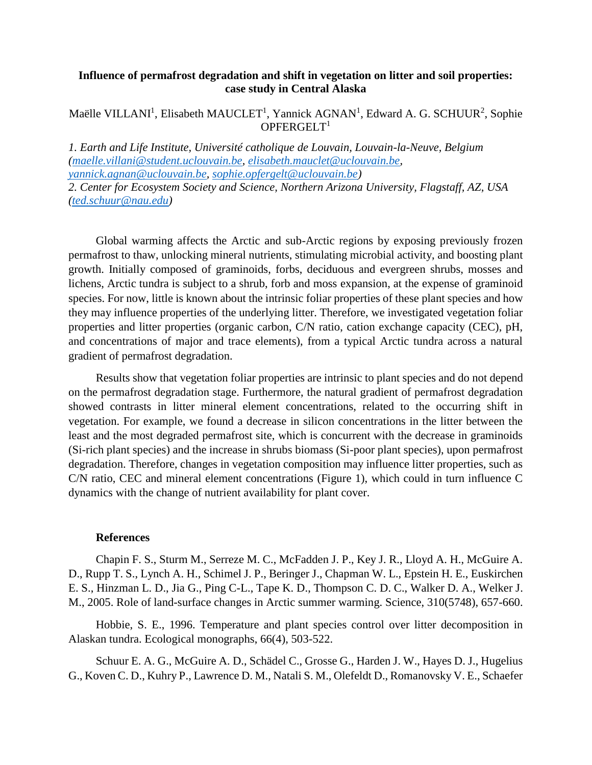**Influence of permafrost degradation and shift in vegetation on litter and soil properties: case study in Central Alaska**

Maëlle VILLANI[1], Elisabeth MAUCLET[1], Yannick AGNAN[1], Edward A. G. SCHUUR[2], Sophie OPFERGELT[1]

*1. Earth and Life Institute, Université catholique de Louvain, Louvain-la-Neuve, Belgium (maelle.villani@student.uclouvain.be, elisabeth.mauclet@uclouvain.be, yannick.agnan@uclouvain.be, sophie.opfergelt@uclouvain.be)*
*2. Center for Ecosystem Society and Science, Northern Arizona University, Flagstaff, AZ, USA (ted.schuur@nau.edu)*

Global warming affects the Arctic and sub-Arctic regions by exposing previously frozen permafrost to thaw, unlocking mineral nutrients, stimulating microbial activity, and boosting plant growth. Initially composed of graminoids, forbs, deciduous and evergreen shrubs, mosses and lichens, Arctic tundra is subject to a shrub, forb and moss expansion, at the expense of graminoid species. For now, little is known about the intrinsic foliar properties of these plant species and how they may influence properties of the underlying litter. Therefore, we investigated vegetation foliar properties and litter properties (organic carbon, C/N ratio, cation exchange capacity (CEC), pH, and concentrations of major and trace elements), from a typical Arctic tundra across a natural gradient of permafrost degradation.

Results show that vegetation foliar properties are intrinsic to plant species and do not depend on the permafrost degradation stage. Furthermore, the natural gradient of permafrost degradation showed contrasts in litter mineral element concentrations, related to the occurring shift in vegetation. For example, we found a decrease in silicon concentrations in the litter between the least and the most degraded permafrost site, which is concurrent with the decrease in graminoids (Si-rich plant species) and the increase in shrubs biomass (Si-poor plant species), upon permafrost degradation. Therefore, changes in vegetation composition may influence litter properties, such as C/N ratio, CEC and mineral element concentrations (Figure 1), which could in turn influence C dynamics with the change of nutrient availability for plant cover.

**References**

Chapin F. S., Sturm M., Serreze M. C., McFadden J. P., Key J. R., Lloyd A. H., McGuire A. D., Rupp T. S., Lynch A. H., Schimel J. P., Beringer J., Chapman W. L., Epstein H. E., Euskirchen E. S., Hinzman L. D., Jia G., Ping C-L., Tape K. D., Thompson C. D. C., Walker D. A., Welker J. M., 2005. Role of land-surface changes in Arctic summer warming. Science, 310(5748), 657-660.

Hobbie, S. E., 1996. Temperature and plant species control over litter decomposition in Alaskan tundra. Ecological monographs, 66(4), 503-522.

Schuur E. A. G., McGuire A. D., Schädel C., Grosse G., Harden J. W., Hayes D. J., Hugelius G., Koven C. D., Kuhry P., Lawrence D. M., Natali S. M., Olefeldt D., Romanovsky V. E., Schaefer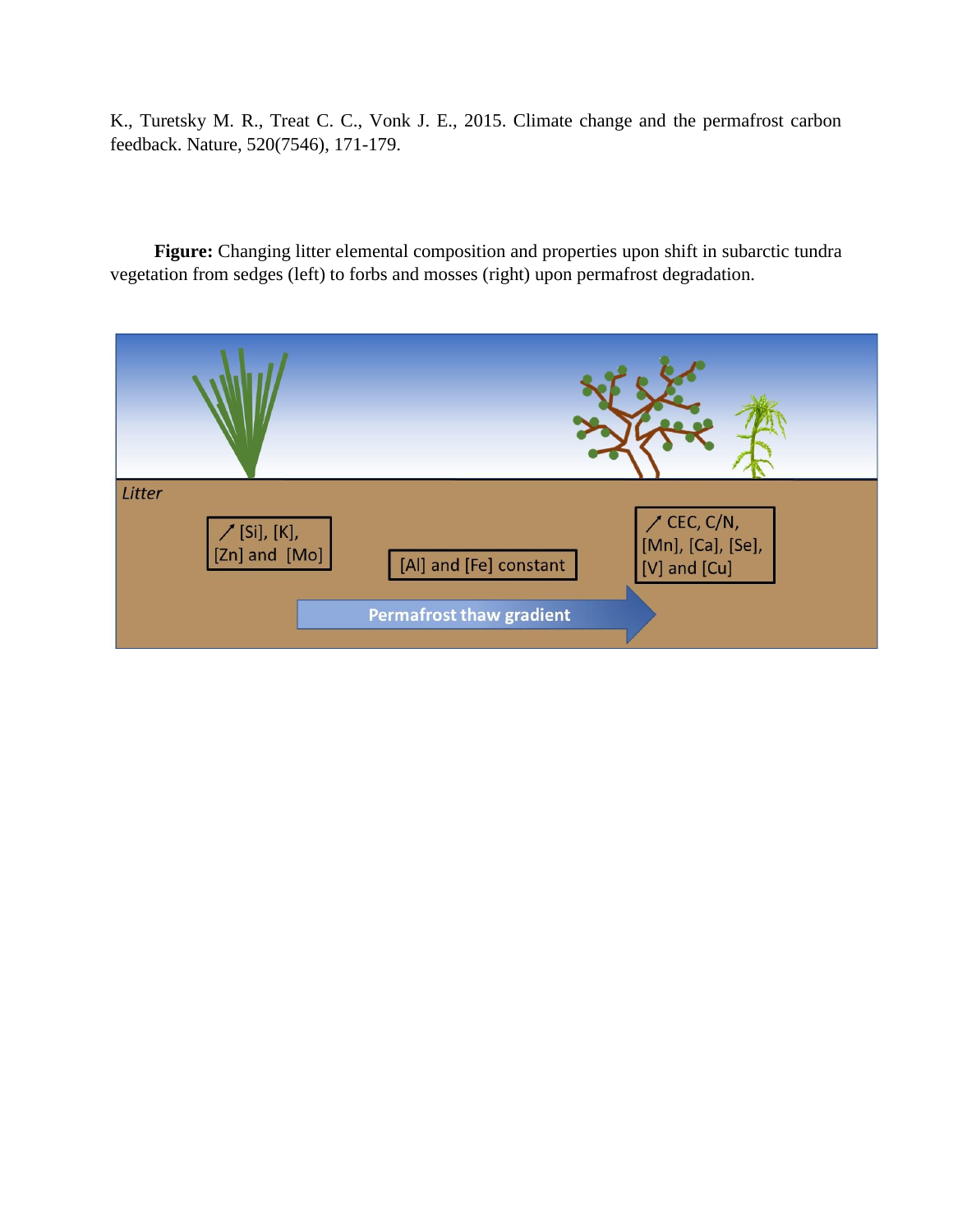K., Turetsky M. R., Treat C. C., Vonk J. E., 2015. Climate change and the permafrost carbon feedback. Nature, 520(7546), 171-179.

**Figure:** Changing litter elemental composition and properties upon shift in subarctic tundra vegetation from sedges (left) to forbs and mosses (right) upon permafrost degradation.

*Litter*

↗ [Si], [K], [Zn] and [Mo]

[Al] and [Fe] constant

↗ CEC, C/N, [Mn], [Ca], [Se], [V] and [Cu]

Permafrost thaw gradient